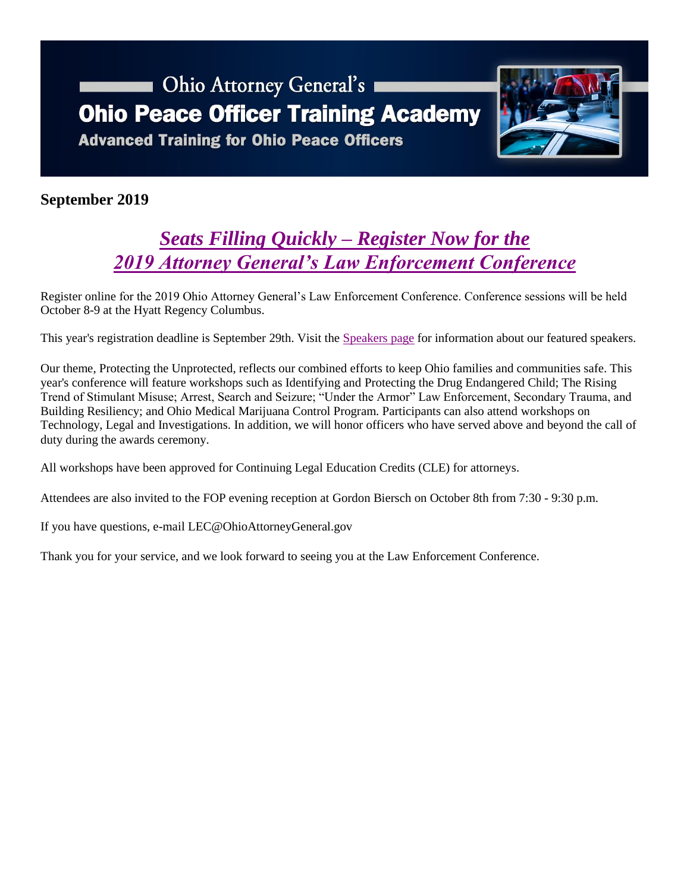Ohio Attorney General's

# Ohio Peace Officer Training Academy

**Advanced Training for Ohio Peace Officers**

**September 2019**

## *Seats Filling Quickly – Register Now for the 2019 Attorney General's Law Enforcement Conference*

Register online for the 2019 Ohio Attorney General's Law Enforcement Conference. Conference sessions will be held October 8-9 at the Hyatt Regency Columbus.

This year's registration deadline is September 29th. Visit the Speakers page for information about our featured speakers.

Our theme, Protecting the Unprotected, reflects our combined efforts to keep Ohio families and communities safe. This year's conference will feature workshops such as Identifying and Protecting the Drug Endangered Child; The Rising Trend of Stimulant Misuse; Arrest, Search and Seizure; "Under the Armor" Law Enforcement, Secondary Trauma, and Building Resiliency; and Ohio Medical Marijuana Control Program. Participants can also attend workshops on Technology, Legal and Investigations. In addition, we will honor officers who have served above and beyond the call of duty during the awards ceremony.

All workshops have been approved for Continuing Legal Education Credits (CLE) for attorneys.

Attendees are also invited to the FOP evening reception at Gordon Biersch on October 8th from 7:30 - 9:30 p.m.

If you have questions, e-mail LEC@OhioAttorneyGeneral.gov

Thank you for your service, and we look forward to seeing you at the Law Enforcement Conference.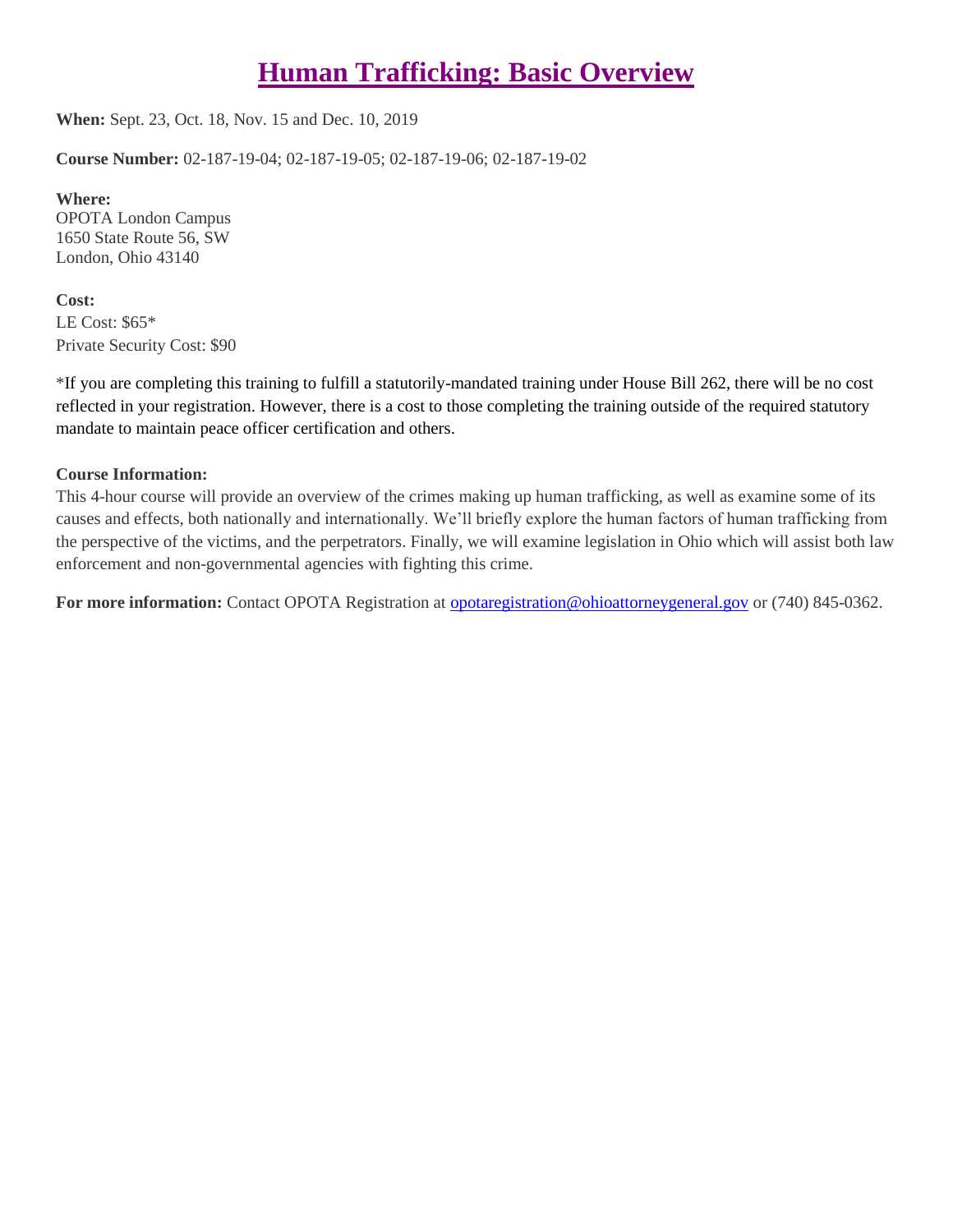# Human Trafficking: Basic Overview

**When:** Sept. 23, Oct. 18, Nov. 15 and Dec. 10, 2019

**Course Number:** 02-187-19-04; 02-187-19-05; 02-187-19-06; 02-187-19-02

**Where:**
OPOTA London Campus
1650 State Route 56, SW
London, Ohio 43140

**Cost:**
LE Cost: $65*
Private Security Cost: $90

*If you are completing this training to fulfill a statutorily-mandated training under House Bill 262, there will be no cost reflected in your registration. However, there is a cost to those completing the training outside of the required statutory mandate to maintain peace officer certification and others.

**Course Information:**
This 4-hour course will provide an overview of the crimes making up human trafficking, as well as examine some of its causes and effects, both nationally and internationally. We'll briefly explore the human factors of human trafficking from the perspective of the victims, and the perpetrators. Finally, we will examine legislation in Ohio which will assist both law enforcement and non-governmental agencies with fighting this crime.

**For more information:** Contact OPOTA Registration at opotaregistration@ohioattorneygeneral.gov or (740) 845-0362.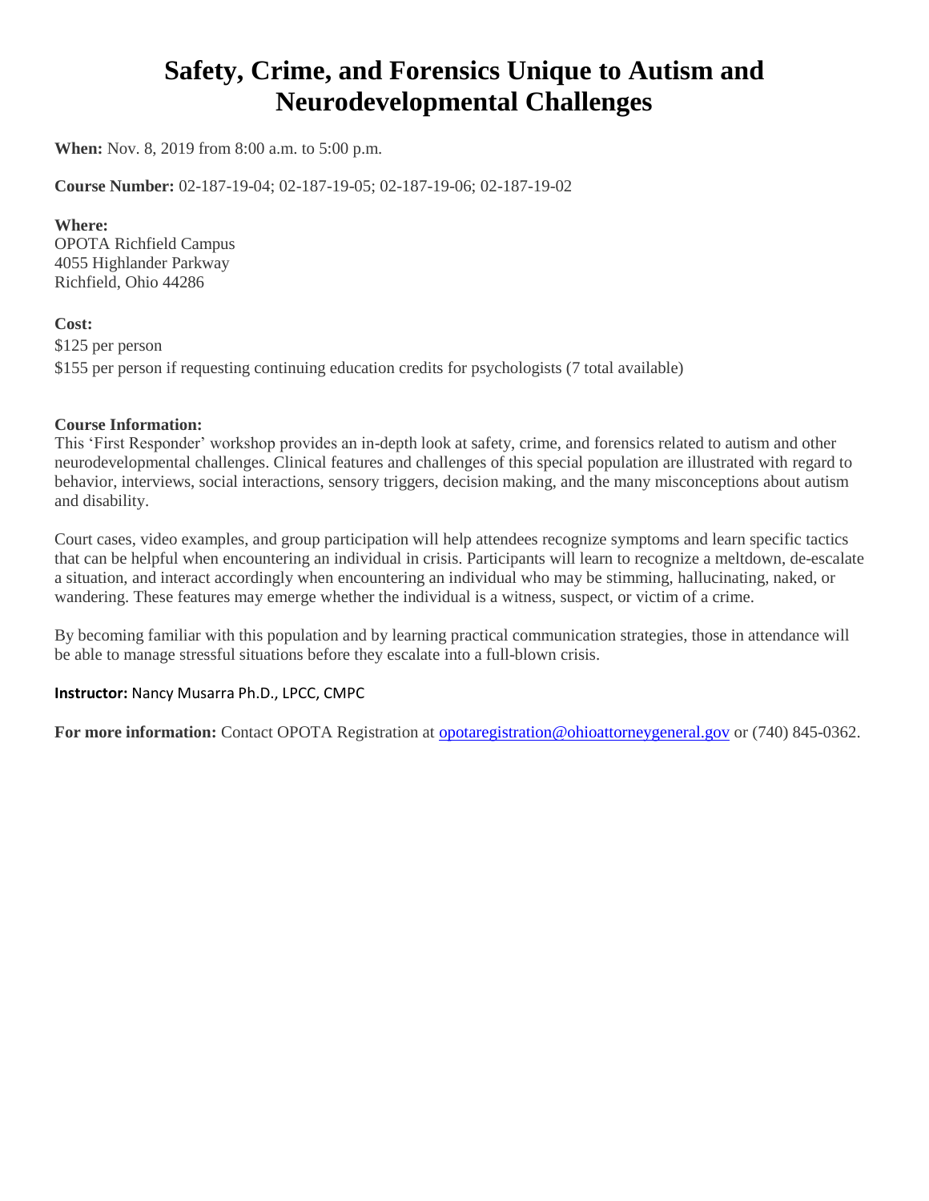# Safety, Crime, and Forensics Unique to Autism and Neurodevelopmental Challenges

**When:** Nov. 8, 2019 from 8:00 a.m. to 5:00 p.m.

**Course Number:** 02-187-19-04; 02-187-19-05; 02-187-19-06; 02-187-19-02

**Where:**
OPOTA Richfield Campus
4055 Highlander Parkway
Richfield, Ohio 44286

**Cost:**
$125 per person
$155 per person if requesting continuing education credits for psychologists (7 total available)

**Course Information:**
This 'First Responder' workshop provides an in-depth look at safety, crime, and forensics related to autism and other neurodevelopmental challenges. Clinical features and challenges of this special population are illustrated with regard to behavior, interviews, social interactions, sensory triggers, decision making, and the many misconceptions about autism and disability.

Court cases, video examples, and group participation will help attendees recognize symptoms and learn specific tactics that can be helpful when encountering an individual in crisis. Participants will learn to recognize a meltdown, de-escalate a situation, and interact accordingly when encountering an individual who may be stimming, hallucinating, naked, or wandering. These features may emerge whether the individual is a witness, suspect, or victim of a crime.

By becoming familiar with this population and by learning practical communication strategies, those in attendance will be able to manage stressful situations before they escalate into a full-blown crisis.

**Instructor:** Nancy Musarra Ph.D., LPCC, CMPC

**For more information:** Contact OPOTA Registration at opotaregistration@ohioattorneygeneral.gov or (740) 845-0362.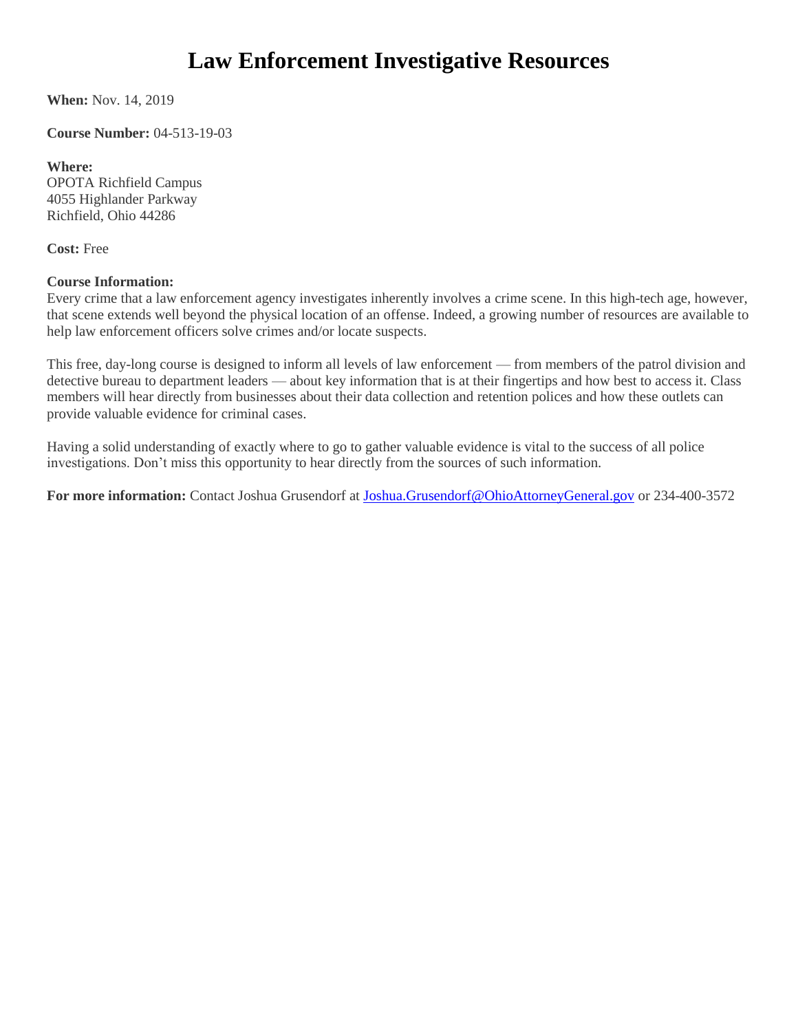# Law Enforcement Investigative Resources

**When:** Nov. 14, 2019

**Course Number:** 04-513-19-03

**Where:**
OPOTA Richfield Campus
4055 Highlander Parkway
Richfield, Ohio 44286

**Cost:** Free

**Course Information:**
Every crime that a law enforcement agency investigates inherently involves a crime scene. In this high-tech age, however, that scene extends well beyond the physical location of an offense. Indeed, a growing number of resources are available to help law enforcement officers solve crimes and/or locate suspects.

This free, day-long course is designed to inform all levels of law enforcement — from members of the patrol division and detective bureau to department leaders — about key information that is at their fingertips and how best to access it. Class members will hear directly from businesses about their data collection and retention polices and how these outlets can provide valuable evidence for criminal cases.

Having a solid understanding of exactly where to go to gather valuable evidence is vital to the success of all police investigations. Don't miss this opportunity to hear directly from the sources of such information.

**For more information:** Contact Joshua Grusendorf at Joshua.Grusendorf@OhioAttorneyGeneral.gov or 234-400-3572